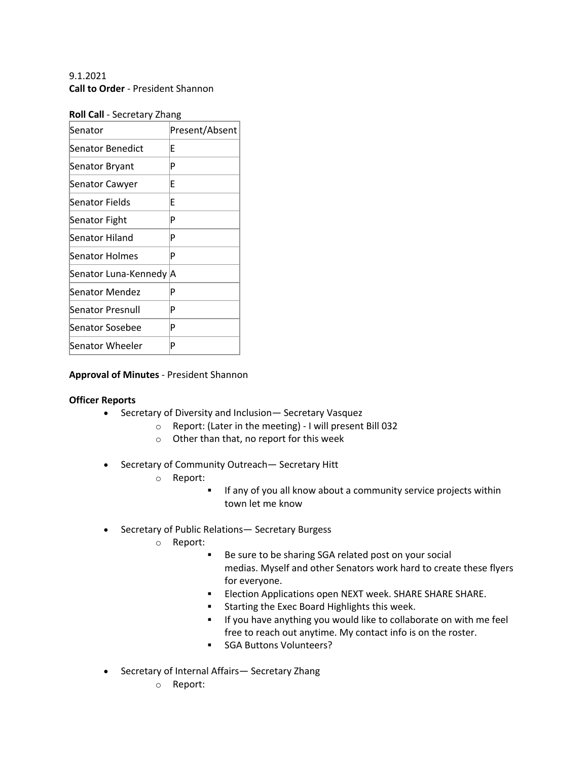9.1.2021

**Call to Order** - President Shannon

**Roll Call** - Secretary Zhang

| Senator | Present/Absent |
|---|---|
| Senator Benedict | E |
| Senator Bryant | P |
| Senator Cawyer | E |
| Senator Fields | E |
| Senator Fight | P |
| Senator Hiland | P |
| Senator Holmes | P |
| Senator Luna-Kennedy | A |
| Senator Mendez | P |
| Senator Presnull | P |
| Senator Sosebee | P |
| Senator Wheeler | P |

**Approval of Minutes** - President Shannon

**Officer Reports**

- Secretary of Diversity and Inclusion— Secretary Vasquez
    - Report: (Later in the meeting) - I will present Bill 032
    - Other than that, no report for this week

- Secretary of Community Outreach— Secretary Hitt
    - Report:
        - If any of you all know about a community service projects within town let me know

- Secretary of Public Relations— Secretary Burgess
    - Report:
        - Be sure to be sharing SGA related post on your social medias. Myself and other Senators work hard to create these flyers for everyone.
        - Election Applications open NEXT week. SHARE SHARE SHARE.
        - Starting the Exec Board Highlights this week.
        - If you have anything you would like to collaborate on with me feel free to reach out anytime. My contact info is on the roster.
        - SGA Buttons Volunteers?

- Secretary of Internal Affairs— Secretary Zhang
    - Report: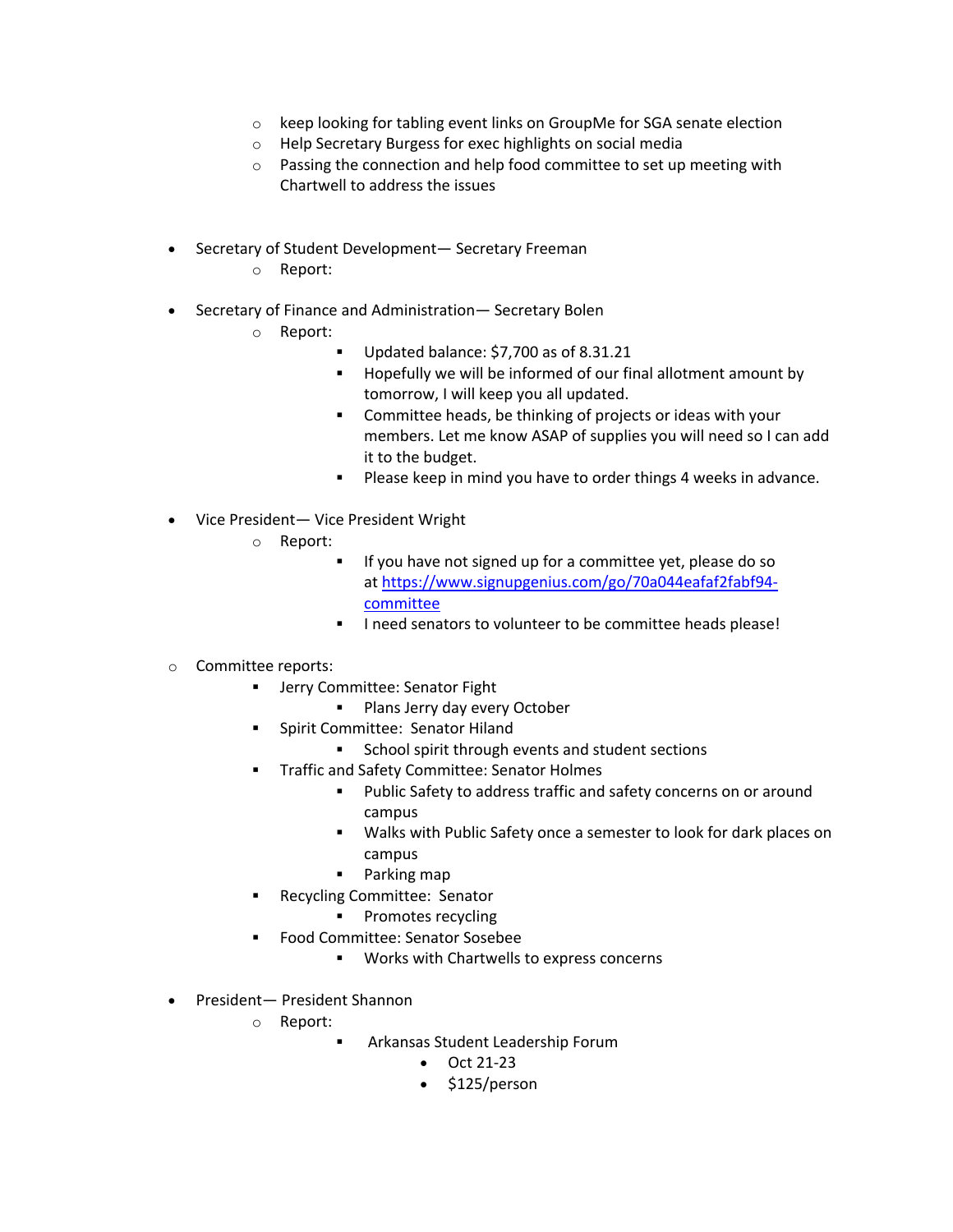- keep looking for tabling event links on GroupMe for SGA senate election
    - Help Secretary Burgess for exec highlights on social media
    - Passing the connection and help food committee to set up meeting with Chartwell to address the issues

- Secretary of Student Development— Secretary Freeman
    - Report:

- Secretary of Finance and Administration— Secretary Bolen
    - Report:
        - Updated balance: $7,700 as of 8.31.21
        - Hopefully we will be informed of our final allotment amount by tomorrow, I will keep you all updated.
        - Committee heads, be thinking of projects or ideas with your members. Let me know ASAP of supplies you will need so I can add it to the budget.
        - Please keep in mind you have to order things 4 weeks in advance.

- Vice President— Vice President Wright
    - Report:
        - If you have not signed up for a committee yet, please do so at [https://www.signupgenius.com/go/70a044eafaf2fabf94-committee](https://www.signupgenius.com/go/70a044eafaf2fabf94-committee)
        - I need senators to volunteer to be committee heads please!

- Committee reports:
    - Jerry Committee: Senator Fight
        - Plans Jerry day every October
    - Spirit Committee: Senator Hiland
        - School spirit through events and student sections
    - Traffic and Safety Committee: Senator Holmes
        - Public Safety to address traffic and safety concerns on or around campus
        - Walks with Public Safety once a semester to look for dark places on campus
        - Parking map
    - Recycling Committee: Senator
        - Promotes recycling
    - Food Committee: Senator Sosebee
        - Works with Chartwells to express concerns

- President— President Shannon
    - Report:
        - Arkansas Student Leadership Forum
            - Oct 21-23
            - $125/person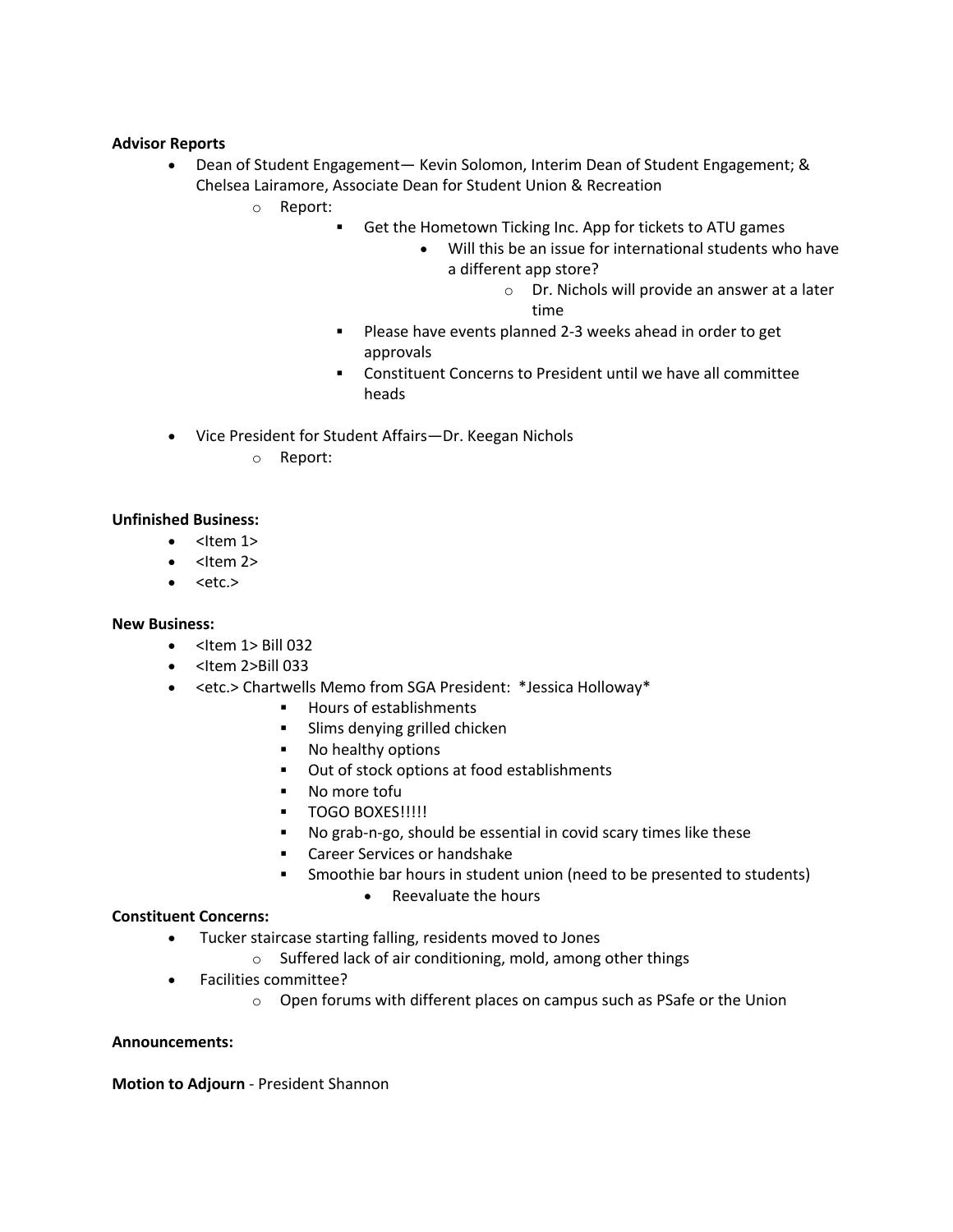**Advisor Reports**

- Dean of Student Engagement— Kevin Solomon, Interim Dean of Student Engagement; & Chelsea Lairamore, Associate Dean for Student Union & Recreation
    - Report:
        - Get the Hometown Ticking Inc. App for tickets to ATU games
            - Will this be an issue for international students who have a different app store?
                - Dr. Nichols will provide an answer at a later time
        - Please have events planned 2-3 weeks ahead in order to get approvals
        - Constituent Concerns to President until we have all committee heads
- Vice President for Student Affairs—Dr. Keegan Nichols
    - Report:

**Unfinished Business:**

- <Item 1>
- <Item 2>
- <etc.>

**New Business:**

- <Item 1> Bill 032
- <Item 2>Bill 033
- <etc.> Chartwells Memo from SGA President: *Jessica Holloway*
    - Hours of establishments
    - Slims denying grilled chicken
    - No healthy options
    - Out of stock options at food establishments
    - No more tofu
    - TOGO BOXES!!!!!
    - No grab-n-go, should be essential in covid scary times like these
    - Career Services or handshake
    - Smoothie bar hours in student union (need to be presented to students)
        - Reevaluate the hours

**Constituent Concerns:**

- Tucker staircase starting falling, residents moved to Jones
    - Suffered lack of air conditioning, mold, among other things
- Facilities committee?
    - Open forums with different places on campus such as PSafe or the Union

**Announcements:**

**Motion to Adjourn** - President Shannon